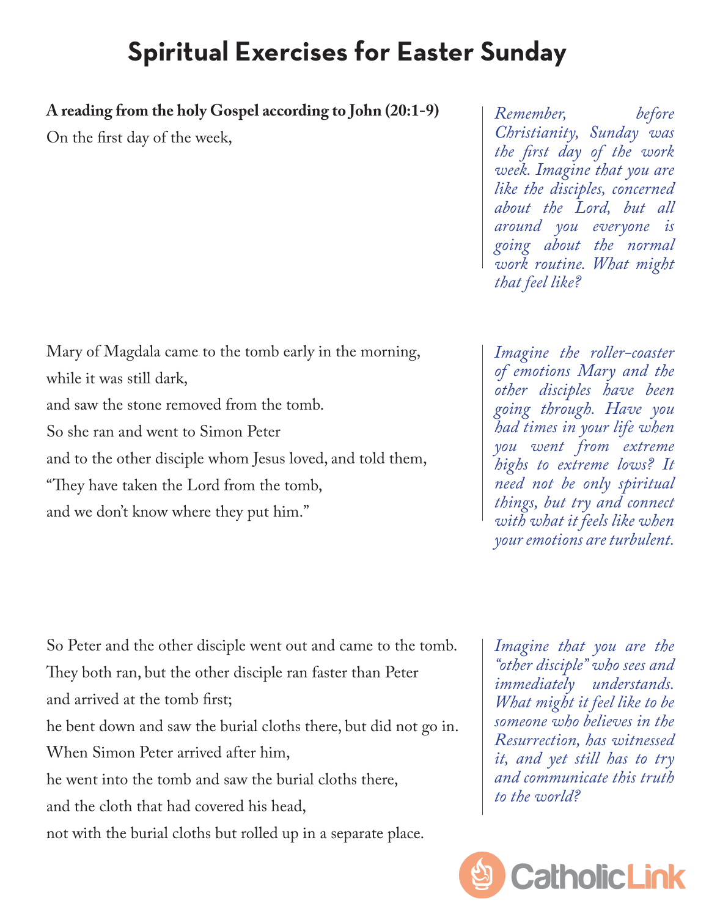# Spiritual Exercises for Easter Sunday

**A reading from the holy Gospel according to John (20:1-9)**

On the first day of the week,

*Remember, before Christianity, Sunday was the first day of the work week. Imagine that you are like the disciples, concerned about the Lord, but all around you everyone is going about the normal work routine. What might that feel like?*

Mary of Magdala came to the tomb early in the morning,
while it was still dark,
and saw the stone removed from the tomb.
So she ran and went to Simon Peter
and to the other disciple whom Jesus loved, and told them,
"They have taken the Lord from the tomb,
and we don't know where they put him."

*Imagine the roller-coaster of emotions Mary and the other disciples have been going through. Have you had times in your life when you went from extreme highs to extreme lows? It need not be only spiritual things, but try and connect with what it feels like when your emotions are turbulent.*

So Peter and the other disciple went out and came to the tomb.
They both ran, but the other disciple ran faster than Peter
and arrived at the tomb first;
he bent down and saw the burial cloths there, but did not go in.
When Simon Peter arrived after him,
he went into the tomb and saw the burial cloths there,
and the cloth that had covered his head,
not with the burial cloths but rolled up in a separate place.

*Imagine that you are the "other disciple" who sees and immediately understands. What might it feel like to be someone who believes in the Resurrection, has witnessed it, and yet still has to try and communicate this truth to the world?*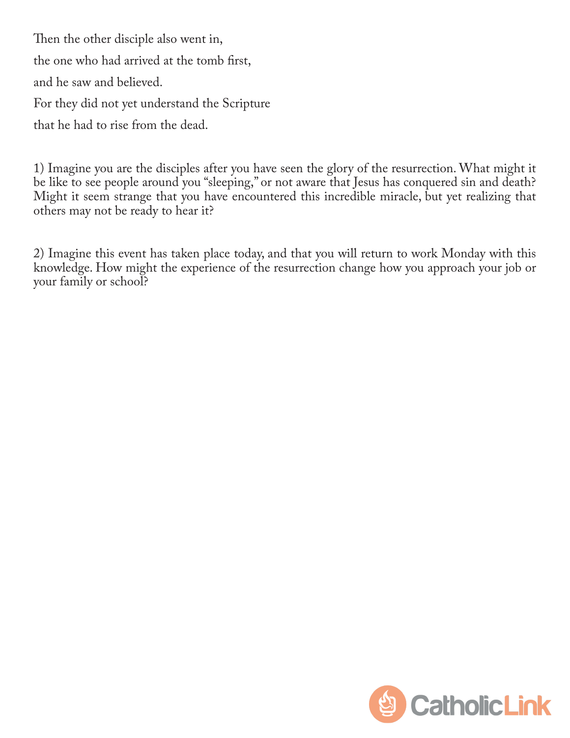Then the other disciple also went in,

the one who had arrived at the tomb first,

and he saw and believed.

For they did not yet understand the Scripture

that he had to rise from the dead.

1) Imagine you are the disciples after you have seen the glory of the resurrection. What might it be like to see people around you "sleeping," or not aware that Jesus has conquered sin and death? Might it seem strange that you have encountered this incredible miracle, but yet realizing that others may not be ready to hear it?

2) Imagine this event has taken place today, and that you will return to work Monday with this knowledge. How might the experience of the resurrection change how you approach your job or your family or school?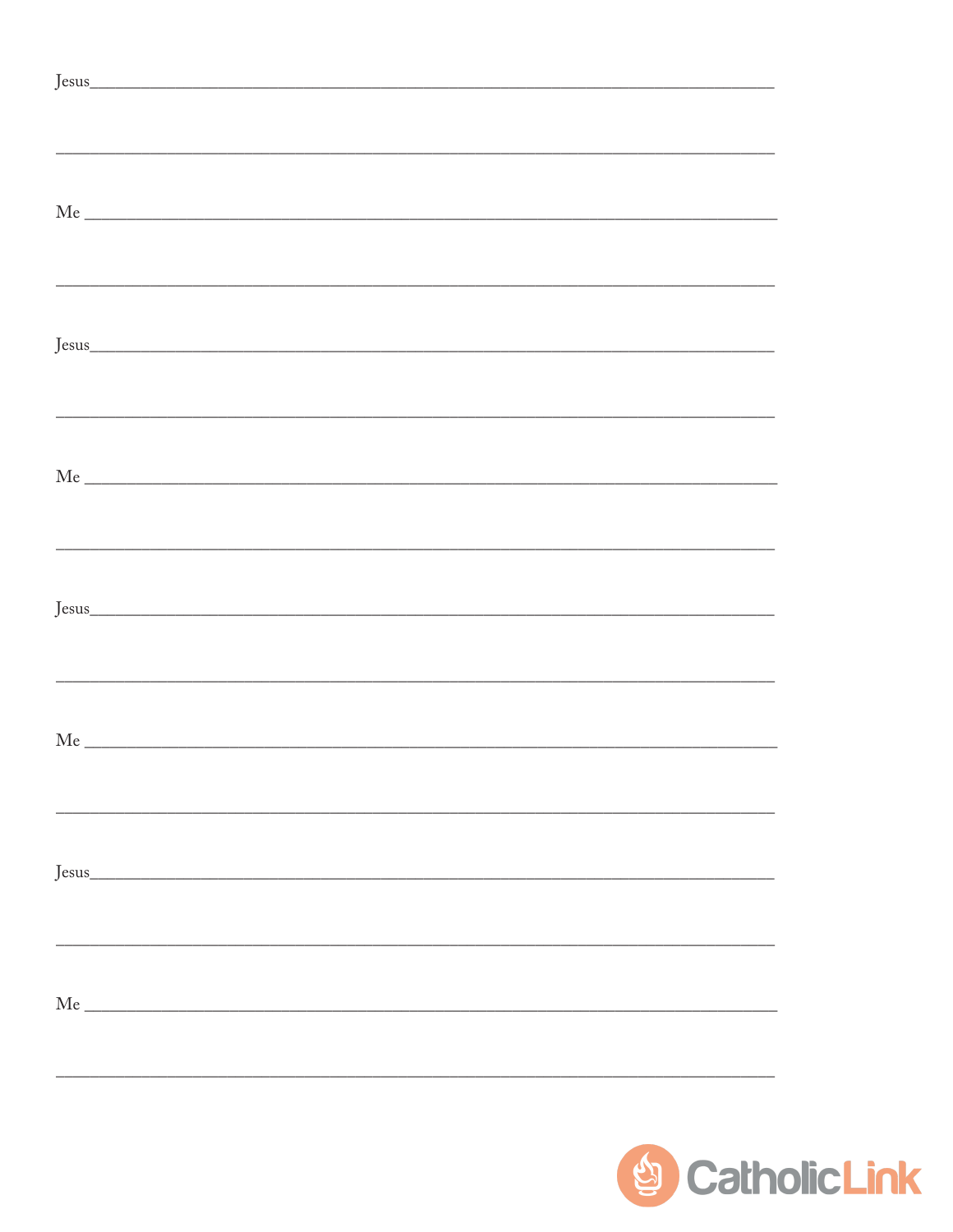Jesus______________________________________________________________________________

___________________________________________________________________________________

Me ________________________________________________________________________________

___________________________________________________________________________________

Jesus______________________________________________________________________________

___________________________________________________________________________________

Me ________________________________________________________________________________

___________________________________________________________________________________

Jesus______________________________________________________________________________

___________________________________________________________________________________

Me ________________________________________________________________________________

___________________________________________________________________________________

Jesus______________________________________________________________________________

___________________________________________________________________________________

Me ________________________________________________________________________________

___________________________________________________________________________________

CatholicLink